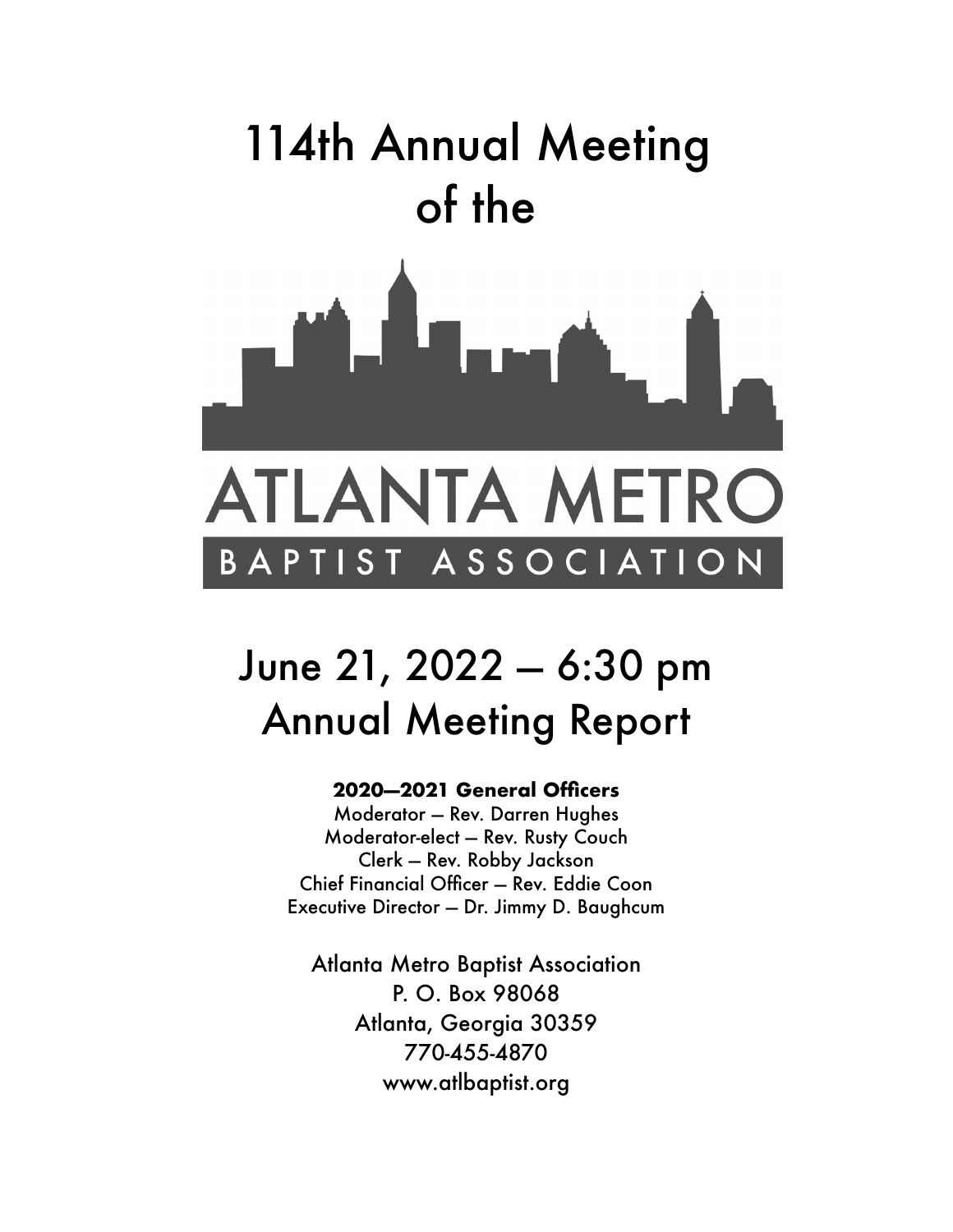# 114th Annual Meeting of the

ATLANTA METRO

BAPTIST ASSOCIATION

# June 21, 2022 – 6:30 pm
# Annual Meeting Report

**2020—2021 General Officers**

Moderator – Rev. Darren Hughes
Moderator-elect – Rev. Rusty Couch
Clerk – Rev. Robby Jackson
Chief Financial Officer – Rev. Eddie Coon
Executive Director – Dr. Jimmy D. Baughcum

Atlanta Metro Baptist Association
P. O. Box 98068
Atlanta, Georgia 30359
770-455-4870
www.atlbaptist.org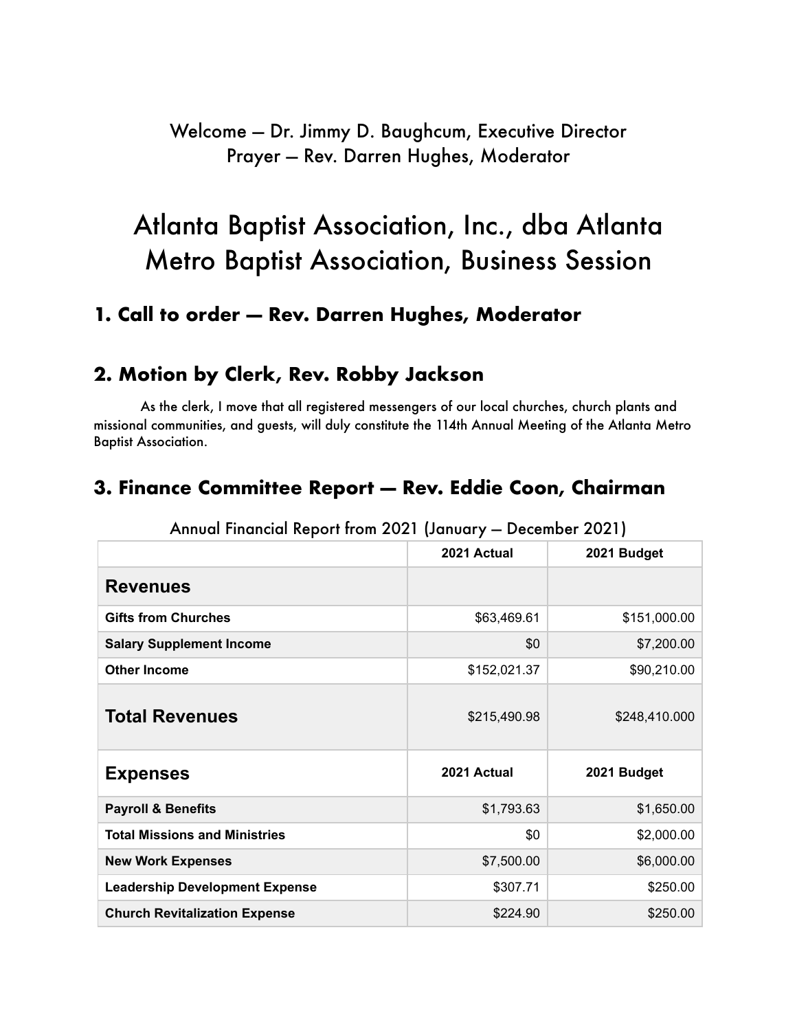Welcome – Dr. Jimmy D. Baughcum, Executive Director
Prayer – Rev. Darren Hughes, Moderator

# Atlanta Baptist Association, Inc., dba Atlanta Metro Baptist Association, Business Session

## 1. Call to order – Rev. Darren Hughes, Moderator

## 2. Motion by Clerk, Rev. Robby Jackson

As the clerk, I move that all registered messengers of our local churches, church plants and missional communities, and guests, will duly constitute the 114th Annual Meeting of the Atlanta Metro Baptist Association.

## 3. Finance Committee Report – Rev. Eddie Coon, Chairman

Annual Financial Report from 2021 (January – December 2021)

| | 2021 Actual | 2021 Budget |
|---|---|---|
| **Revenues** | | |
| **Gifts from Churches** | $63,469.61 | $151,000.00 |
| **Salary Supplement Income** | $0 | $7,200.00 |
| **Other Income** | $152,021.37 | $90,210.00 |
| **Total Revenues** | $215,490.98 | $248,410.000 |
| **Expenses** | **2021 Actual** | **2021 Budget** |
| **Payroll & Benefits** | $1,793.63 | $1,650.00 |
| **Total Missions and Ministries** | $0 | $2,000.00 |
| **New Work Expenses** | $7,500.00 | $6,000.00 |
| **Leadership Development Expense** | $307.71 | $250.00 |
| **Church Revitalization Expense** | $224.90 | $250.00 |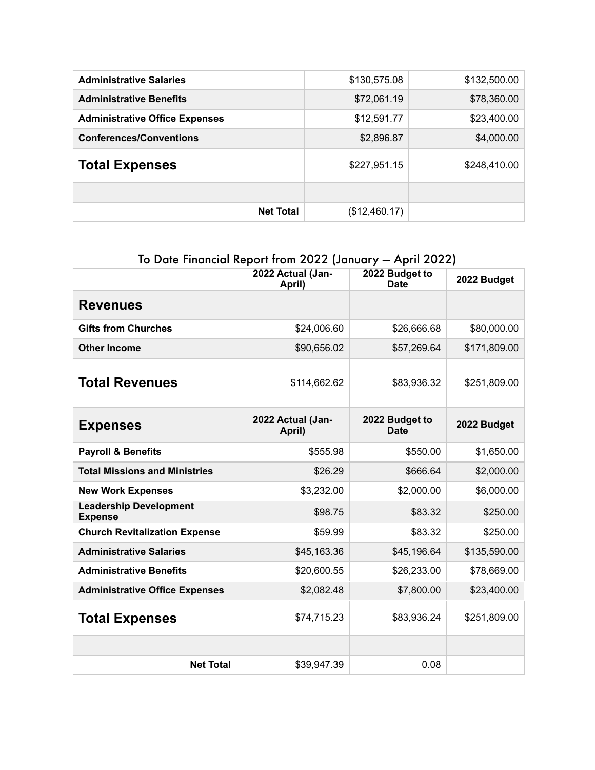| | | |
|---|---|---|
| **Administrative Salaries** | $130,575.08 | $132,500.00 |
| **Administrative Benefits** | $72,061.19 | $78,360.00 |
| **Administrative Office Expenses** | $12,591.77 | $23,400.00 |
| **Conferences/Conventions** | $2,896.87 | $4,000.00 |
| **Total Expenses** | $227,951.15 | $248,410.00 |
| | | |
| **Net Total** | ($12,460.17) | |

## To Date Financial Report from 2022 (January – April 2022)

| | 2022 Actual (Jan-April) | 2022 Budget to Date | 2022 Budget |
|---|---|---|---|
| **Revenues** | | | |
| **Gifts from Churches** | $24,006.60 | $26,666.68 | $80,000.00 |
| **Other Income** | $90,656.02 | $57,269.64 | $171,809.00 |
| **Total Revenues** | $114,662.62 | $83,936.32 | $251,809.00 |
| **Expenses** | **2022 Actual (Jan-April)** | **2022 Budget to Date** | **2022 Budget** |
| **Payroll & Benefits** | $555.98 | $550.00 | $1,650.00 |
| **Total Missions and Ministries** | $26.29 | $666.64 | $2,000.00 |
| **New Work Expenses** | $3,232.00 | $2,000.00 | $6,000.00 |
| **Leadership Development Expense** | $98.75 | $83.32 | $250.00 |
| **Church Revitalization Expense** | $59.99 | $83.32 | $250.00 |
| **Administrative Salaries** | $45,163.36 | $45,196.64 | $135,590.00 |
| **Administrative Benefits** | $20,600.55 | $26,233.00 | $78,669.00 |
| **Administrative Office Expenses** | $2,082.48 | $7,800.00 | $23,400.00 |
| **Total Expenses** | $74,715.23 | $83,936.24 | $251,809.00 |
| | | | |
| **Net Total** | $39,947.39 | 0.08 | |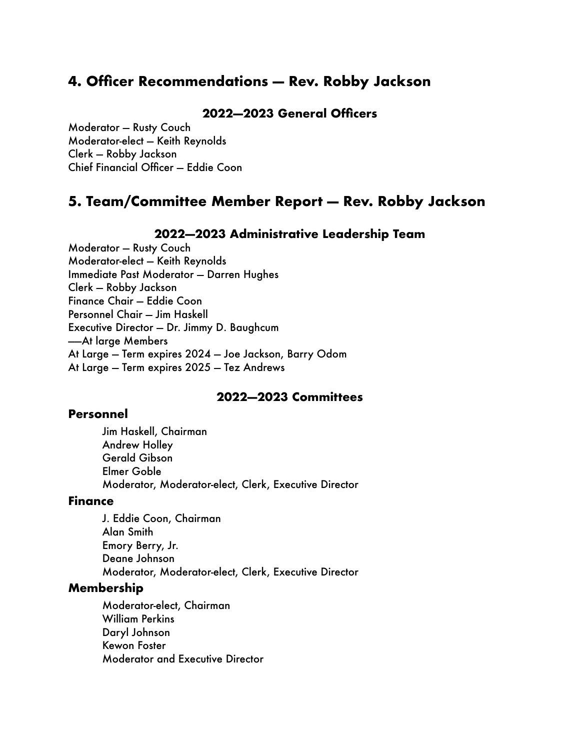## 4. Officer Recommendations — Rev. Robby Jackson

### 2022—2023 General Officers

Moderator — Rusty Couch
Moderator-elect — Keith Reynolds
Clerk — Robby Jackson
Chief Financial Officer — Eddie Coon

## 5. Team/Committee Member Report — Rev. Robby Jackson

### 2022—2023 Administrative Leadership Team

Moderator — Rusty Couch
Moderator-elect — Keith Reynolds
Immediate Past Moderator — Darren Hughes
Clerk — Robby Jackson
Finance Chair — Eddie Coon
Personnel Chair — Jim Haskell
Executive Director — Dr. Jimmy D. Baughcum
—At large Members
At Large — Term expires 2024 — Joe Jackson, Barry Odom
At Large — Term expires 2025 — Tez Andrews

### 2022—2023 Committees

**Personnel**

Jim Haskell, Chairman
Andrew Holley
Gerald Gibson
Elmer Goble
Moderator, Moderator-elect, Clerk, Executive Director

**Finance**

J. Eddie Coon, Chairman
Alan Smith
Emory Berry, Jr.
Deane Johnson
Moderator, Moderator-elect, Clerk, Executive Director

**Membership**

Moderator-elect, Chairman
William Perkins
Daryl Johnson
Kewon Foster
Moderator and Executive Director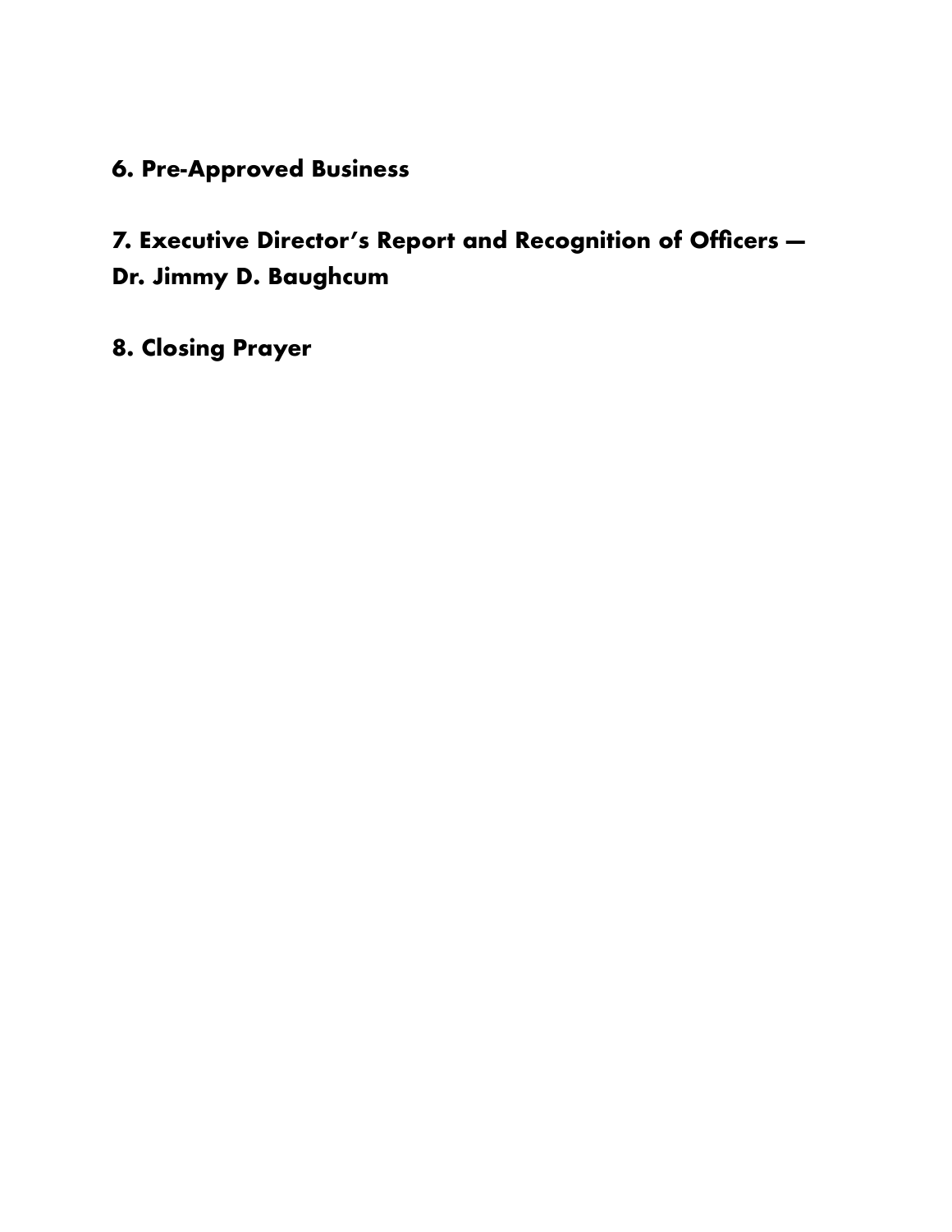**6. Pre-Approved Business**

**7. Executive Director's Report and Recognition of Officers — Dr. Jimmy D. Baughcum**

**8. Closing Prayer**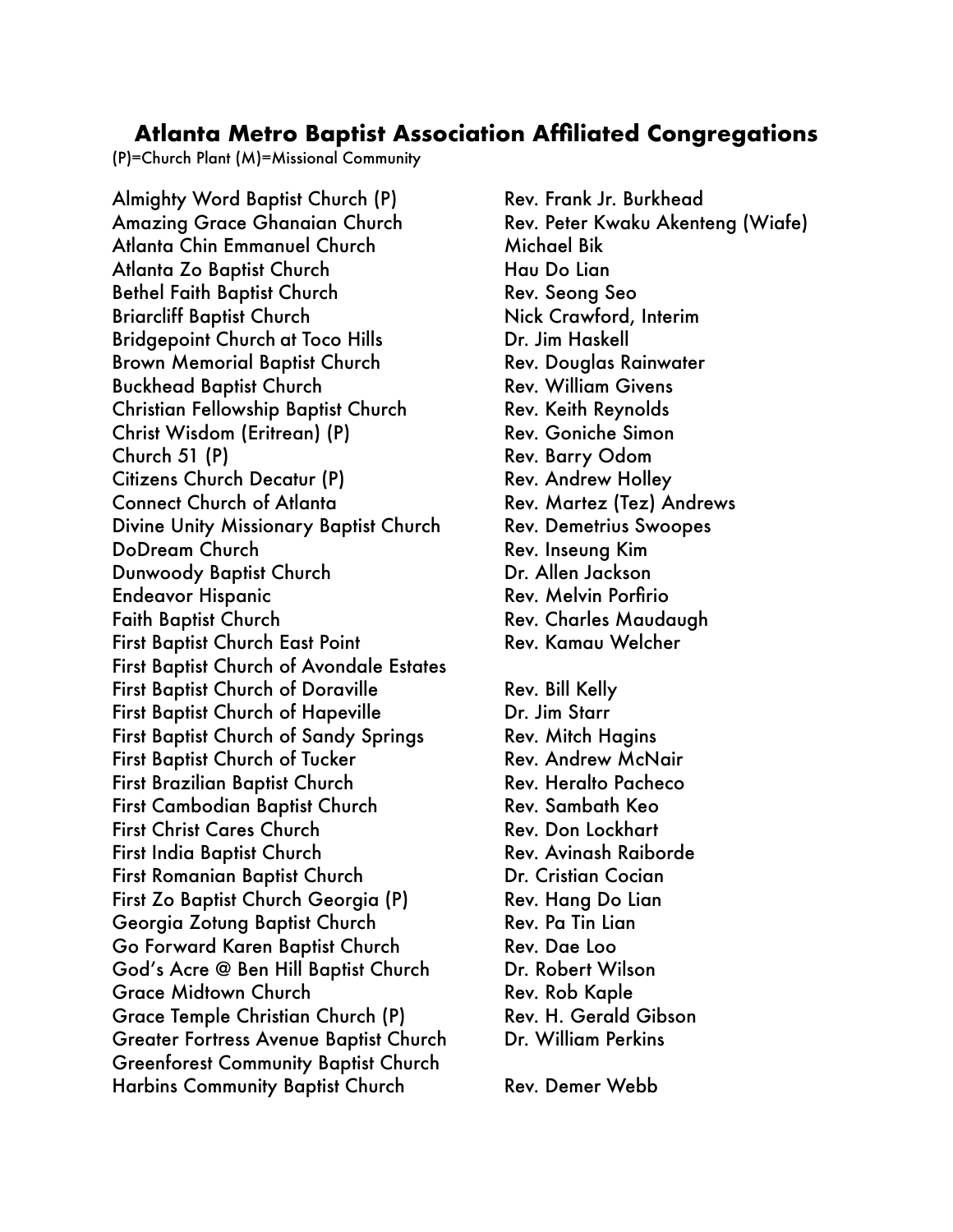## Atlanta Metro Baptist Association Affiliated Congregations

(P)=Church Plant (M)=Missional Community

| Congregation | Pastor |
| --- | --- |
| Almighty Word Baptist Church (P) | Rev. Frank Jr. Burkhead |
| Amazing Grace Ghanaian Church | Rev. Peter Kwaku Akenteng (Wiafe) |
| Atlanta Chin Emmanuel Church | Michael Bik |
| Atlanta Zo Baptist Church | Hau Do Lian |
| Bethel Faith Baptist Church | Rev. Seong Seo |
| Briarcliff Baptist Church | Nick Crawford, Interim |
| Bridgepoint Church at Toco Hills | Dr. Jim Haskell |
| Brown Memorial Baptist Church | Rev. Douglas Rainwater |
| Buckhead Baptist Church | Rev. William Givens |
| Christian Fellowship Baptist Church | Rev. Keith Reynolds |
| Christ Wisdom (Eritrean) (P) | Rev. Goniche Simon |
| Church 51 (P) | Rev. Barry Odom |
| Citizens Church Decatur (P) | Rev. Andrew Holley |
| Connect Church of Atlanta | Rev. Martez (Tez) Andrews |
| Divine Unity Missionary Baptist Church | Rev. Demetrius Swoopes |
| DoDream Church | Rev. Inseung Kim |
| Dunwoody Baptist Church | Dr. Allen Jackson |
| Endeavor Hispanic | Rev. Melvin Porfirio |
| Faith Baptist Church | Rev. Charles Maudaugh |
| First Baptist Church East Point | Rev. Kamau Welcher |
| First Baptist Church of Avondale Estates | |
| First Baptist Church of Doraville | Rev. Bill Kelly |
| First Baptist Church of Hapeville | Dr. Jim Starr |
| First Baptist Church of Sandy Springs | Rev. Mitch Hagins |
| First Baptist Church of Tucker | Rev. Andrew McNair |
| First Brazilian Baptist Church | Rev. Heralto Pacheco |
| First Cambodian Baptist Church | Rev. Sambath Keo |
| First Christ Cares Church | Rev. Don Lockhart |
| First India Baptist Church | Rev. Avinash Raiborde |
| First Romanian Baptist Church | Dr. Cristian Cocian |
| First Zo Baptist Church Georgia (P) | Rev. Hang Do Lian |
| Georgia Zotung Baptist Church | Rev. Pa Tin Lian |
| Go Forward Karen Baptist Church | Rev. Dae Loo |
| God's Acre @ Ben Hill Baptist Church | Dr. Robert Wilson |
| Grace Midtown Church | Rev. Rob Kaple |
| Grace Temple Christian Church (P) | Rev. H. Gerald Gibson |
| Greater Fortress Avenue Baptist Church | Dr. William Perkins |
| Greenforest Community Baptist Church | |
| Harbins Community Baptist Church | Rev. Demer Webb |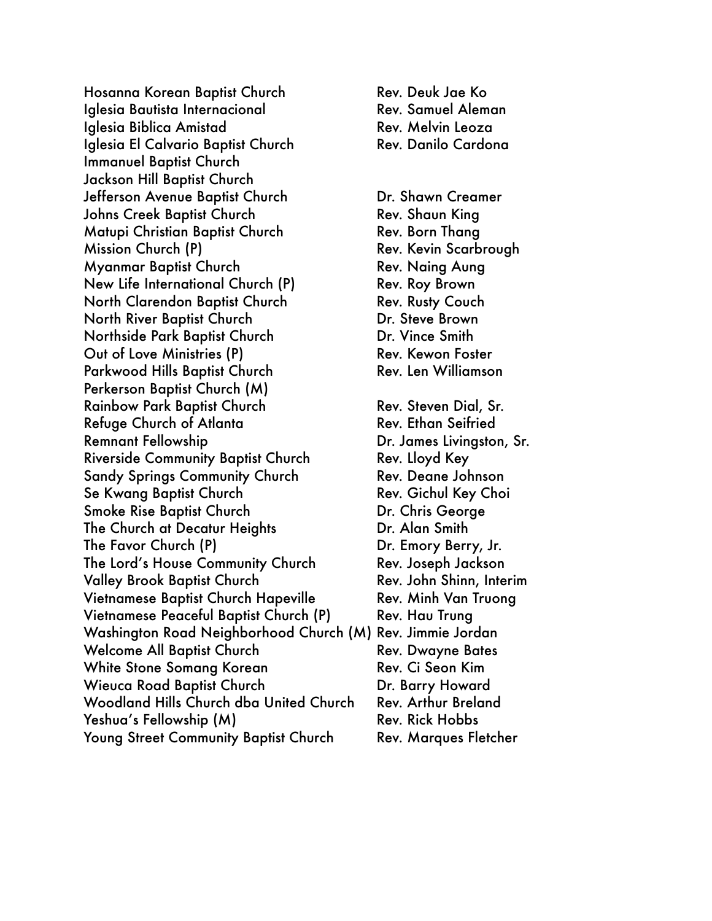| Church | Pastor |
|---|---|
| Hosanna Korean Baptist Church | Rev. Deuk Jae Ko |
| Iglesia Bautista Internacional | Rev. Samuel Aleman |
| Iglesia Biblica Amistad | Rev. Melvin Leoza |
| Iglesia El Calvario Baptist Church | Rev. Danilo Cardona |
| Immanuel Baptist Church | |
| Jackson Hill Baptist Church | |
| Jefferson Avenue Baptist Church | Dr. Shawn Creamer |
| Johns Creek Baptist Church | Rev. Shaun King |
| Matupi Christian Baptist Church | Rev. Born Thang |
| Mission Church (P) | Rev. Kevin Scarbrough |
| Myanmar Baptist Church | Rev. Naing Aung |
| New Life International Church (P) | Rev. Roy Brown |
| North Clarendon Baptist Church | Rev. Rusty Couch |
| North River Baptist Church | Dr. Steve Brown |
| Northside Park Baptist Church | Dr. Vince Smith |
| Out of Love Ministries (P) | Rev. Kewon Foster |
| Parkwood Hills Baptist Church | Rev. Len Williamson |
| Perkerson Baptist Church (M) | |
| Rainbow Park Baptist Church | Rev. Steven Dial, Sr. |
| Refuge Church of Atlanta | Rev. Ethan Seifried |
| Remnant Fellowship | Dr. James Livingston, Sr. |
| Riverside Community Baptist Church | Rev. Lloyd Key |
| Sandy Springs Community Church | Rev. Deane Johnson |
| Se Kwang Baptist Church | Rev. Gichul Key Choi |
| Smoke Rise Baptist Church | Dr. Chris George |
| The Church at Decatur Heights | Dr. Alan Smith |
| The Favor Church (P) | Dr. Emory Berry, Jr. |
| The Lord's House Community Church | Rev. Joseph Jackson |
| Valley Brook Baptist Church | Rev. John Shinn, Interim |
| Vietnamese Baptist Church Hapeville | Rev. Minh Van Truong |
| Vietnamese Peaceful Baptist Church (P) | Rev. Hau Trung |
| Washington Road Neighborhood Church (M) | Rev. Jimmie Jordan |
| Welcome All Baptist Church | Rev. Dwayne Bates |
| White Stone Somang Korean | Rev. Ci Seon Kim |
| Wieuca Road Baptist Church | Dr. Barry Howard |
| Woodland Hills Church dba United Church | Rev. Arthur Breland |
| Yeshua's Fellowship (M) | Rev. Rick Hobbs |
| Young Street Community Baptist Church | Rev. Marques Fletcher |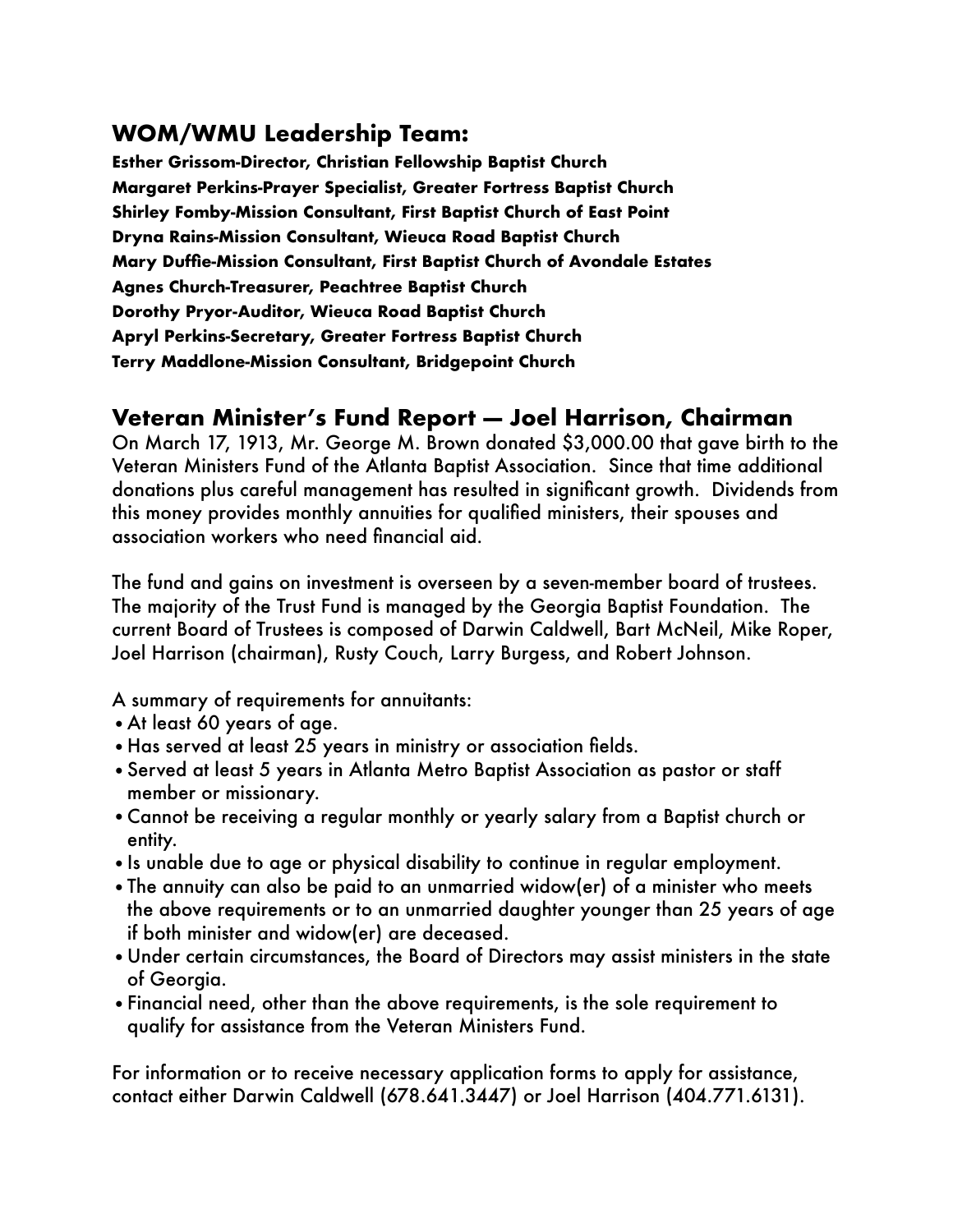## WOM/WMU Leadership Team:

**Esther Grissom-Director, Christian Fellowship Baptist Church**
**Margaret Perkins-Prayer Specialist, Greater Fortress Baptist Church**
**Shirley Fomby-Mission Consultant, First Baptist Church of East Point**
**Dryna Rains-Mission Consultant, Wieuca Road Baptist Church**
**Mary Duffie-Mission Consultant, First Baptist Church of Avondale Estates**
**Agnes Church-Treasurer, Peachtree Baptist Church**
**Dorothy Pryor-Auditor, Wieuca Road Baptist Church**
**Apryl Perkins-Secretary, Greater Fortress Baptist Church**
**Terry Maddlone-Mission Consultant, Bridgepoint Church**

## Veteran Minister's Fund Report — Joel Harrison, Chairman

On March 17, 1913, Mr. George M. Brown donated $3,000.00 that gave birth to the Veteran Ministers Fund of the Atlanta Baptist Association. Since that time additional donations plus careful management has resulted in significant growth. Dividends from this money provides monthly annuities for qualified ministers, their spouses and association workers who need financial aid.

The fund and gains on investment is overseen by a seven-member board of trustees. The majority of the Trust Fund is managed by the Georgia Baptist Foundation. The current Board of Trustees is composed of Darwin Caldwell, Bart McNeil, Mike Roper, Joel Harrison (chairman), Rusty Couch, Larry Burgess, and Robert Johnson.

A summary of requirements for annuitants:

- At least 60 years of age.
- Has served at least 25 years in ministry or association fields.
- Served at least 5 years in Atlanta Metro Baptist Association as pastor or staff member or missionary.
- Cannot be receiving a regular monthly or yearly salary from a Baptist church or entity.
- Is unable due to age or physical disability to continue in regular employment.
- The annuity can also be paid to an unmarried widow(er) of a minister who meets the above requirements or to an unmarried daughter younger than 25 years of age if both minister and widow(er) are deceased.
- Under certain circumstances, the Board of Directors may assist ministers in the state of Georgia.
- Financial need, other than the above requirements, is the sole requirement to qualify for assistance from the Veteran Ministers Fund.

For information or to receive necessary application forms to apply for assistance, contact either Darwin Caldwell (678.641.3447) or Joel Harrison (404.771.6131).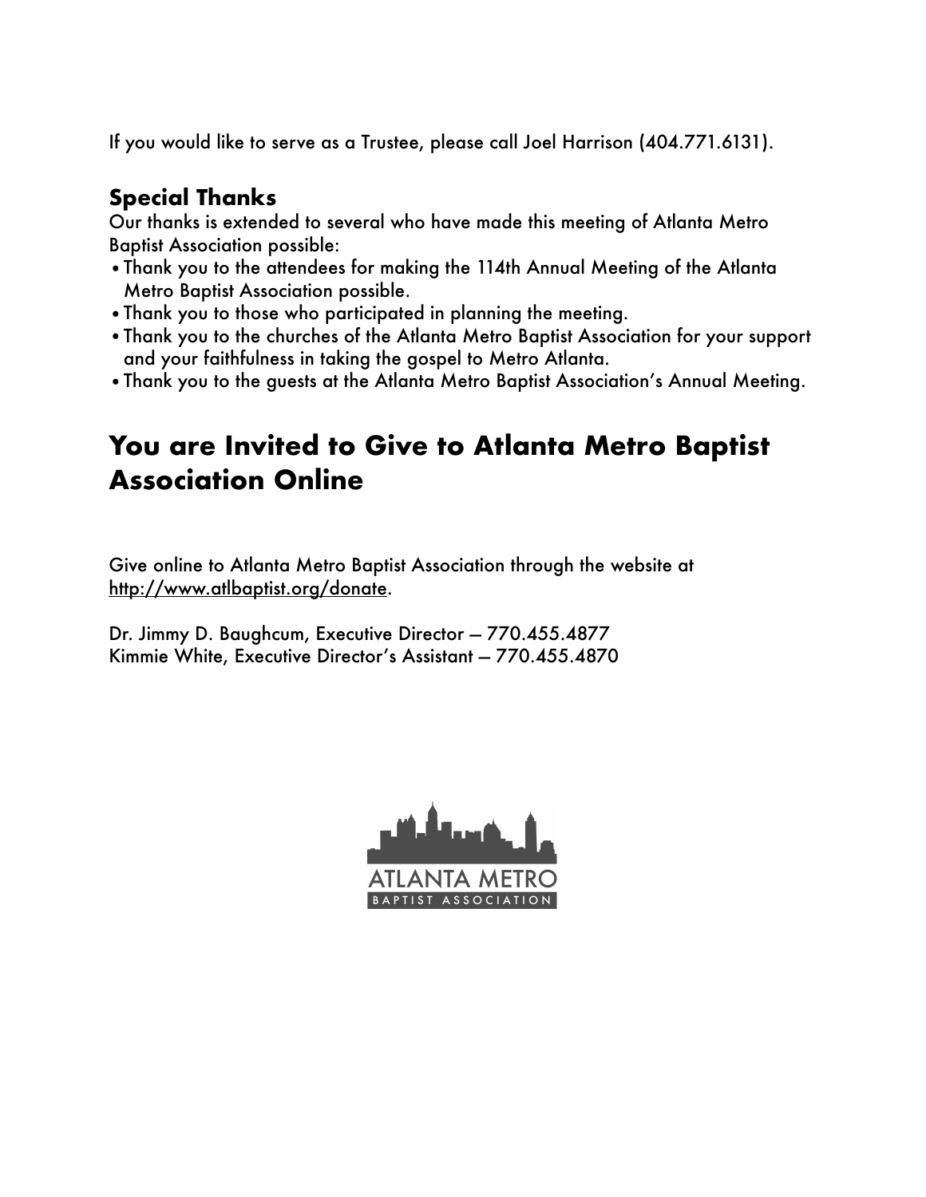If you would like to serve as a Trustee, please call Joel Harrison (404.771.6131).

### Special Thanks

Our thanks is extended to several who have made this meeting of Atlanta Metro Baptist Association possible:

- Thank you to the attendees for making the 114th Annual Meeting of the Atlanta Metro Baptist Association possible.
- Thank you to those who participated in planning the meeting.
- Thank you to the churches of the Atlanta Metro Baptist Association for your support and your faithfulness in taking the gospel to Metro Atlanta.
- Thank you to the guests at the Atlanta Metro Baptist Association's Annual Meeting.

## You are Invited to Give to Atlanta Metro Baptist Association Online

Give online to Atlanta Metro Baptist Association through the website at http://www.atlbaptist.org/donate.

Dr. Jimmy D. Baughcum, Executive Director – 770.455.4877
Kimmie White, Executive Director's Assistant – 770.455.4870

ATLANTA METRO
BAPTIST ASSOCIATION